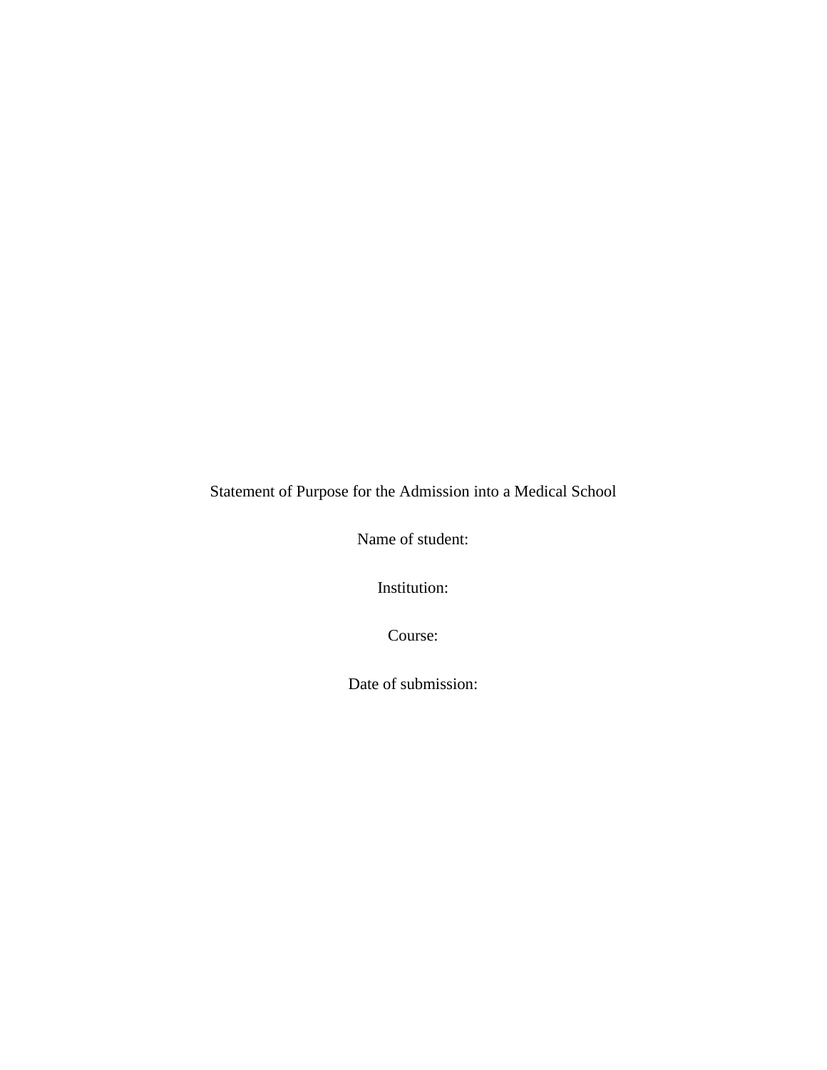Statement of Purpose for the Admission into a Medical School

Name of student:

Institution:

Course:

Date of submission: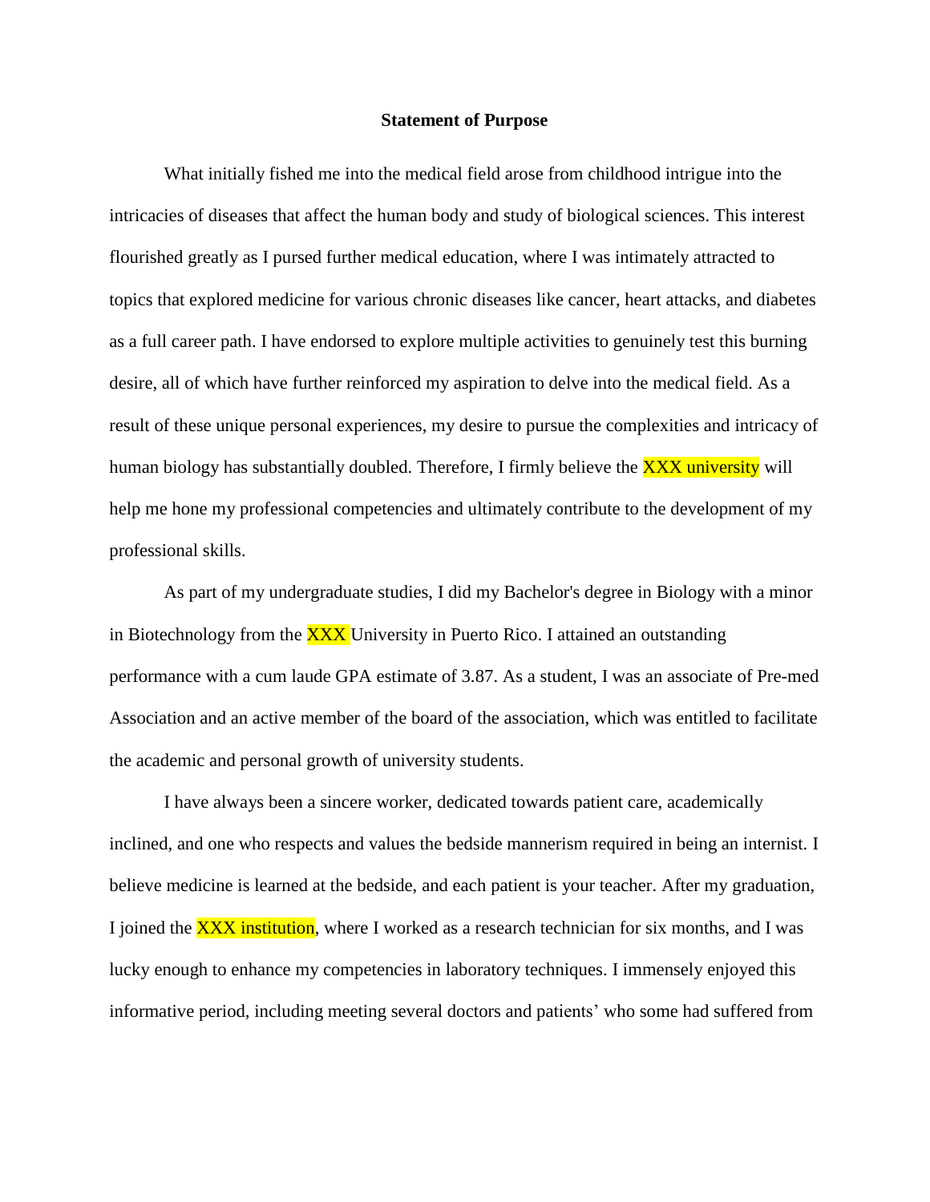**Statement of Purpose**

What initially fished me into the medical field arose from childhood intrigue into the intricacies of diseases that affect the human body and study of biological sciences. This interest flourished greatly as I pursed further medical education, where I was intimately attracted to topics that explored medicine for various chronic diseases like cancer, heart attacks, and diabetes as a full career path. I have endorsed to explore multiple activities to genuinely test this burning desire, all of which have further reinforced my aspiration to delve into the medical field. As a result of these unique personal experiences, my desire to pursue the complexities and intricacy of human biology has substantially doubled. Therefore, I firmly believe the XXX university will help me hone my professional competencies and ultimately contribute to the development of my professional skills.

As part of my undergraduate studies, I did my Bachelor's degree in Biology with a minor in Biotechnology from the XXX University in Puerto Rico. I attained an outstanding performance with a cum laude GPA estimate of 3.87. As a student, I was an associate of Pre-med Association and an active member of the board of the association, which was entitled to facilitate the academic and personal growth of university students.

I have always been a sincere worker, dedicated towards patient care, academically inclined, and one who respects and values the bedside mannerism required in being an internist. I believe medicine is learned at the bedside, and each patient is your teacher. After my graduation, I joined the XXX institution, where I worked as a research technician for six months, and I was lucky enough to enhance my competencies in laboratory techniques. I immensely enjoyed this informative period, including meeting several doctors and patients' who some had suffered from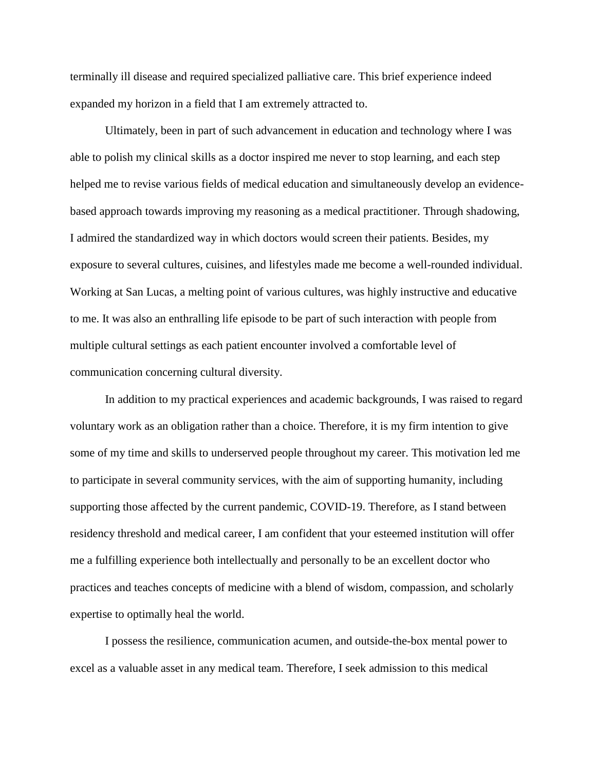terminally ill disease and required specialized palliative care. This brief experience indeed expanded my horizon in a field that I am extremely attracted to.

Ultimately, been in part of such advancement in education and technology where I was able to polish my clinical skills as a doctor inspired me never to stop learning, and each step helped me to revise various fields of medical education and simultaneously develop an evidence-based approach towards improving my reasoning as a medical practitioner. Through shadowing, I admired the standardized way in which doctors would screen their patients. Besides, my exposure to several cultures, cuisines, and lifestyles made me become a well-rounded individual. Working at San Lucas, a melting point of various cultures, was highly instructive and educative to me. It was also an enthralling life episode to be part of such interaction with people from multiple cultural settings as each patient encounter involved a comfortable level of communication concerning cultural diversity.

In addition to my practical experiences and academic backgrounds, I was raised to regard voluntary work as an obligation rather than a choice. Therefore, it is my firm intention to give some of my time and skills to underserved people throughout my career. This motivation led me to participate in several community services, with the aim of supporting humanity, including supporting those affected by the current pandemic, COVID-19. Therefore, as I stand between residency threshold and medical career, I am confident that your esteemed institution will offer me a fulfilling experience both intellectually and personally to be an excellent doctor who practices and teaches concepts of medicine with a blend of wisdom, compassion, and scholarly expertise to optimally heal the world.

I possess the resilience, communication acumen, and outside-the-box mental power to excel as a valuable asset in any medical team. Therefore, I seek admission to this medical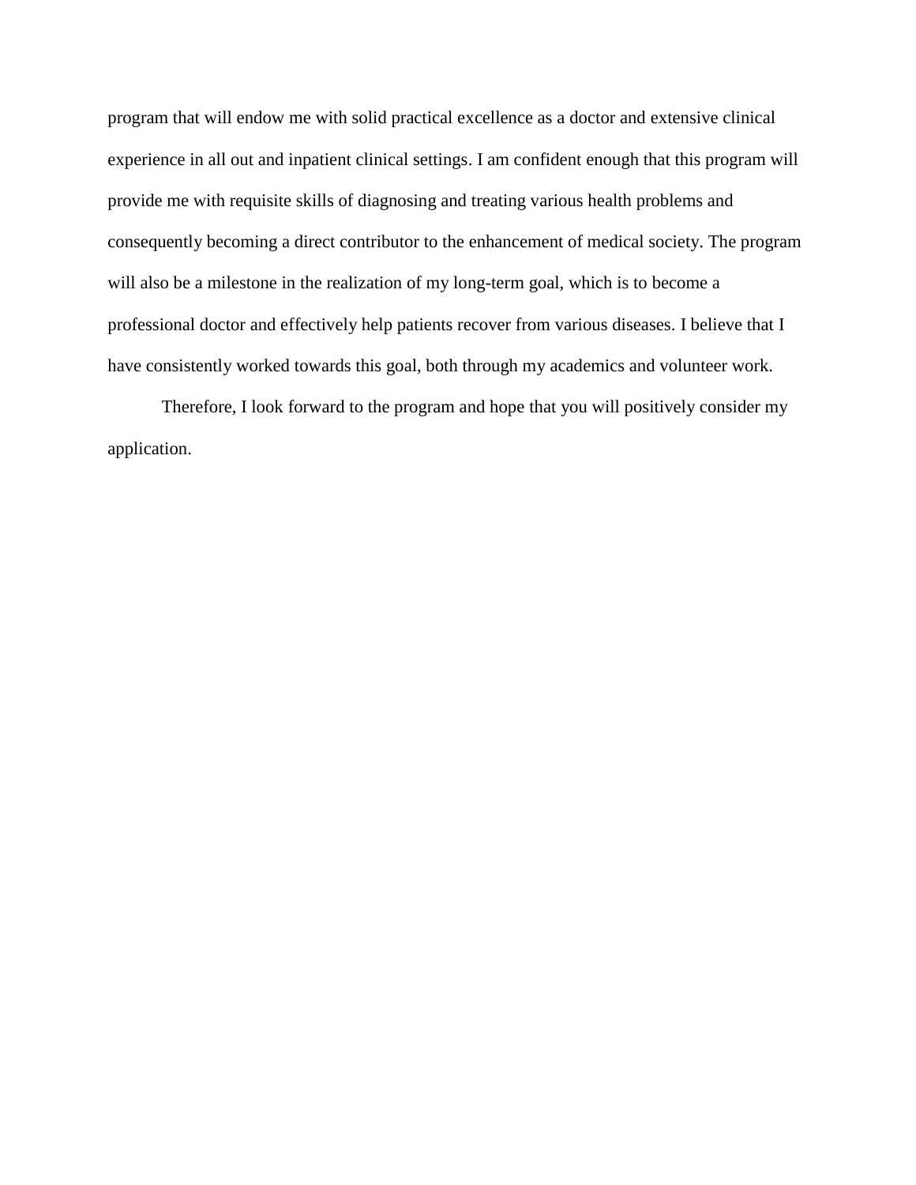program that will endow me with solid practical excellence as a doctor and extensive clinical experience in all out and inpatient clinical settings. I am confident enough that this program will provide me with requisite skills of diagnosing and treating various health problems and consequently becoming a direct contributor to the enhancement of medical society. The program will also be a milestone in the realization of my long-term goal, which is to become a professional doctor and effectively help patients recover from various diseases. I believe that I have consistently worked towards this goal, both through my academics and volunteer work.

Therefore, I look forward to the program and hope that you will positively consider my application.